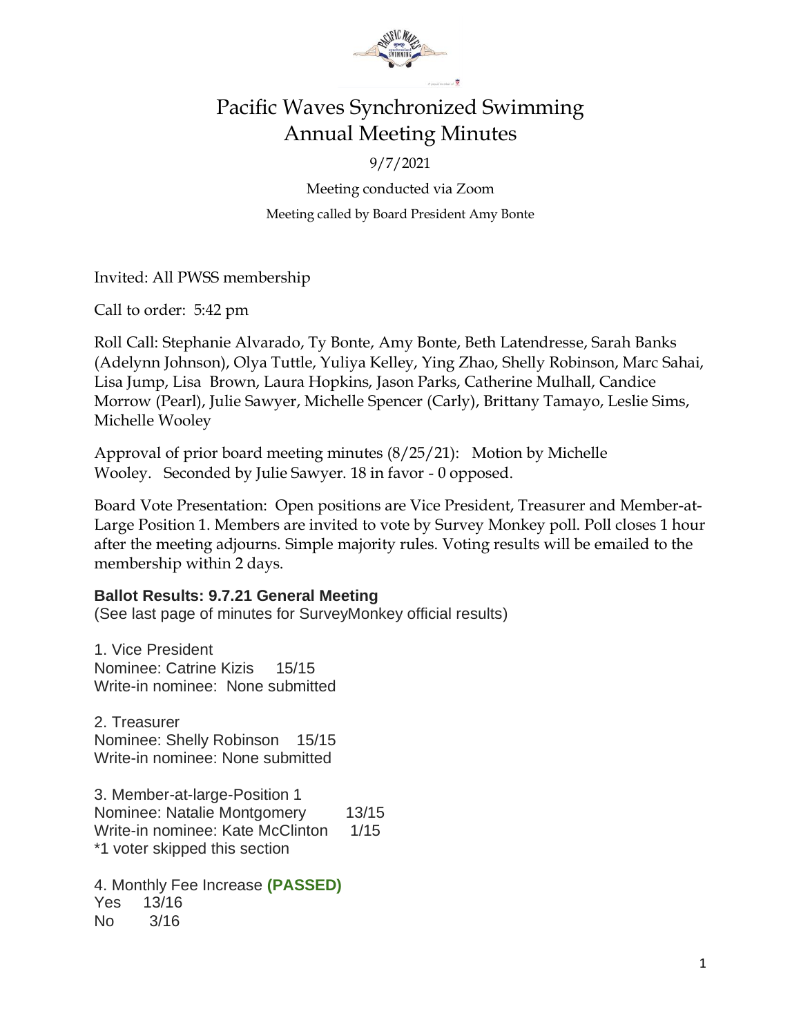# Pacific Waves Synchronized Swimming
# Annual Meeting Minutes

9/7/2021

Meeting conducted via Zoom

Meeting called by Board President Amy Bonte

Invited: All PWSS membership

Call to order: 5:42 pm

Roll Call: Stephanie Alvarado, Ty Bonte, Amy Bonte, Beth Latendresse, Sarah Banks (Adelynn Johnson), Olya Tuttle, Yuliya Kelley, Ying Zhao, Shelly Robinson, Marc Sahai, Lisa Jump, Lisa Brown, Laura Hopkins, Jason Parks, Catherine Mulhall, Candice Morrow (Pearl), Julie Sawyer, Michelle Spencer (Carly), Brittany Tamayo, Leslie Sims, Michelle Wooley

Approval of prior board meeting minutes (8/25/21): Motion by Michelle Wooley. Seconded by Julie Sawyer. 18 in favor - 0 opposed.

Board Vote Presentation: Open positions are Vice President, Treasurer and Member-at-Large Position 1. Members are invited to vote by Survey Monkey poll. Poll closes 1 hour after the meeting adjourns. Simple majority rules. Voting results will be emailed to the membership within 2 days.

**Ballot Results: 9.7.21 General Meeting**
(See last page of minutes for SurveyMonkey official results)

1. Vice President
Nominee: Catrine Kizis 15/15
Write-in nominee: None submitted

2. Treasurer
Nominee: Shelly Robinson 15/15
Write-in nominee: None submitted

3. Member-at-large-Position 1
Nominee: Natalie Montgomery 13/15
Write-in nominee: Kate McClinton 1/15
*1 voter skipped this section

4. Monthly Fee Increase **(PASSED)**
Yes 13/16
No 3/16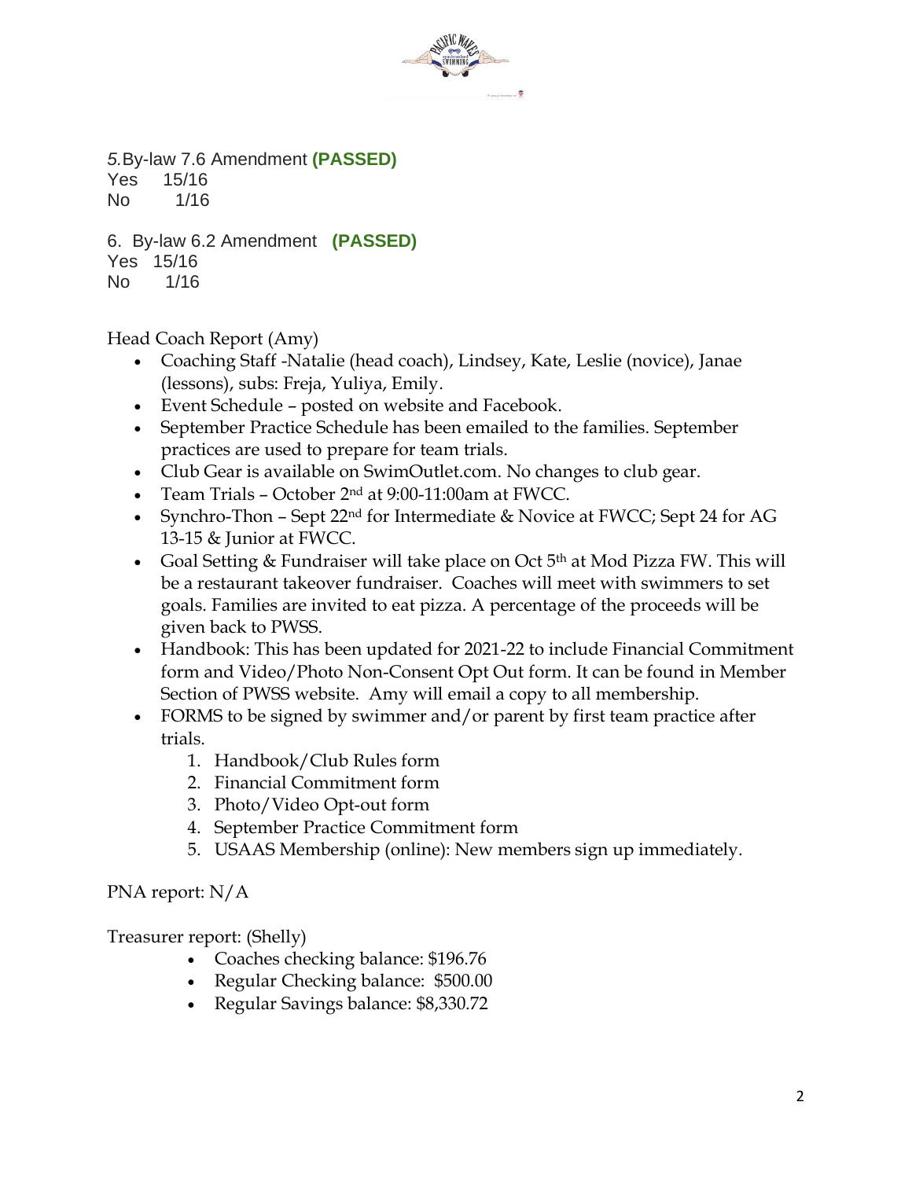*5.*By-law 7.6 Amendment **(PASSED)**
Yes 15/16
No 1/16

6. By-law 6.2 Amendment **(PASSED)**
Yes 15/16
No 1/16

Head Coach Report (Amy)

- Coaching Staff -Natalie (head coach), Lindsey, Kate, Leslie (novice), Janae (lessons), subs: Freja, Yuliya, Emily.
- Event Schedule – posted on website and Facebook.
- September Practice Schedule has been emailed to the families. September practices are used to prepare for team trials.
- Club Gear is available on SwimOutlet.com. No changes to club gear.
- Team Trials – October 2nd at 9:00-11:00am at FWCC.
- Synchro-Thon – Sept 22nd for Intermediate & Novice at FWCC; Sept 24 for AG 13-15 & Junior at FWCC.
- Goal Setting & Fundraiser will take place on Oct 5th at Mod Pizza FW. This will be a restaurant takeover fundraiser. Coaches will meet with swimmers to set goals. Families are invited to eat pizza. A percentage of the proceeds will be given back to PWSS.
- Handbook: This has been updated for 2021-22 to include Financial Commitment form and Video/Photo Non-Consent Opt Out form. It can be found in Member Section of PWSS website. Amy will email a copy to all membership.
- FORMS to be signed by swimmer and/or parent by first team practice after trials.
    1. Handbook/Club Rules form
    2. Financial Commitment form
    3. Photo/Video Opt-out form
    4. September Practice Commitment form
    5. USAAS Membership (online): New members sign up immediately.

PNA report: N/A

Treasurer report: (Shelly)

- Coaches checking balance: $196.76
- Regular Checking balance: $500.00
- Regular Savings balance: $8,330.72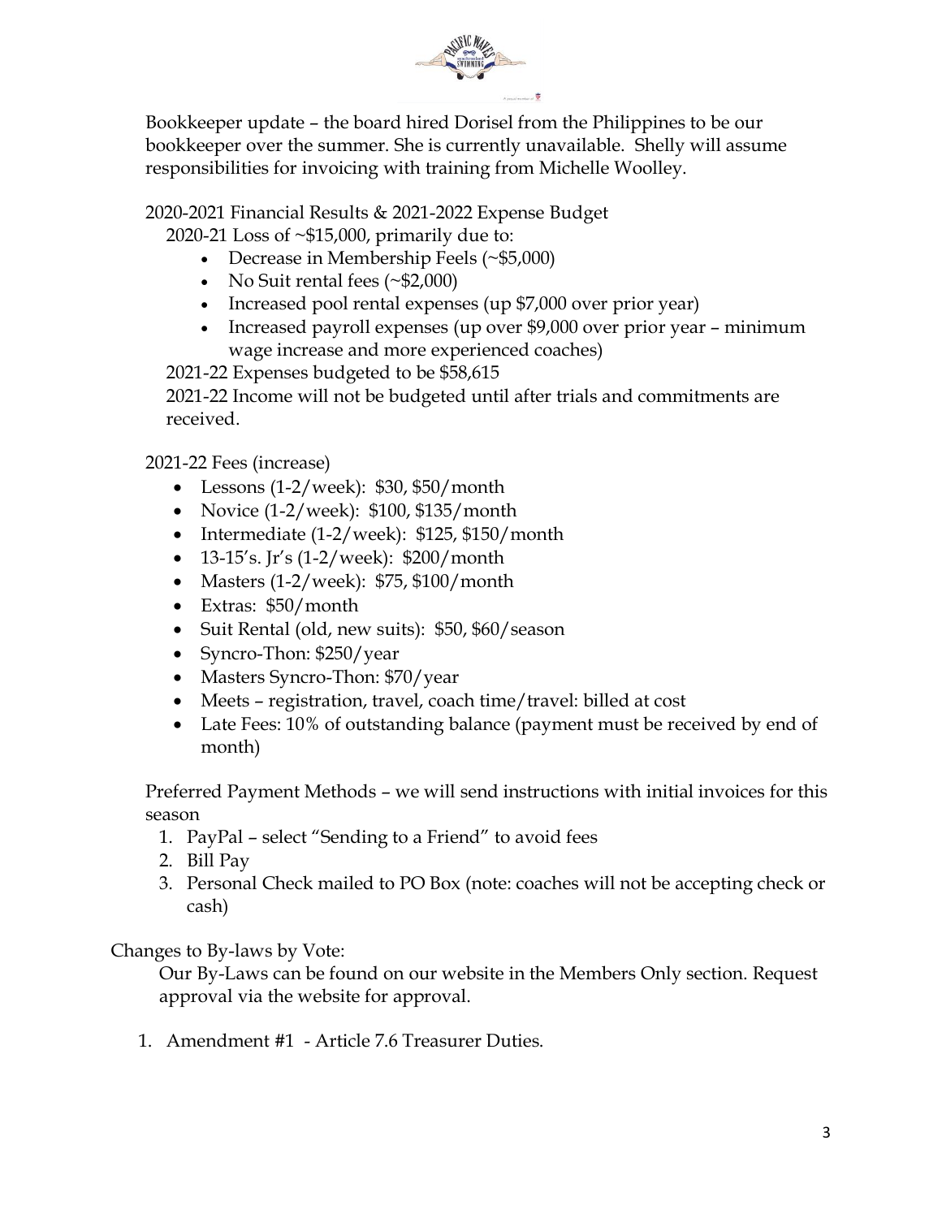Bookkeeper update – the board hired Dorisel from the Philippines to be our bookkeeper over the summer. She is currently unavailable. Shelly will assume responsibilities for invoicing with training from Michelle Woolley.

2020-2021 Financial Results & 2021-2022 Expense Budget

2020-21 Loss of ~$15,000, primarily due to:

- Decrease in Membership Feels (~$5,000)
- No Suit rental fees (~$2,000)
- Increased pool rental expenses (up $7,000 over prior year)
- Increased payroll expenses (up over $9,000 over prior year – minimum wage increase and more experienced coaches)

2021-22 Expenses budgeted to be $58,615

2021-22 Income will not be budgeted until after trials and commitments are received.

2021-22 Fees (increase)

- Lessons (1-2/week): $30, $50/month
- Novice (1-2/week): $100, $135/month
- Intermediate (1-2/week): $125, $150/month
- 13-15's. Jr's (1-2/week): $200/month
- Masters (1-2/week): $75, $100/month
- Extras: $50/month
- Suit Rental (old, new suits): $50, $60/season
- Syncro-Thon: $250/year
- Masters Syncro-Thon: $70/year
- Meets – registration, travel, coach time/travel: billed at cost
- Late Fees: 10% of outstanding balance (payment must be received by end of month)

Preferred Payment Methods – we will send instructions with initial invoices for this season

1. PayPal – select "Sending to a Friend" to avoid fees
2. Bill Pay
3. Personal Check mailed to PO Box (note: coaches will not be accepting check or cash)

Changes to By-laws by Vote:

Our By-Laws can be found on our website in the Members Only section. Request approval via the website for approval.

1. Amendment #1 - Article 7.6 Treasurer Duties.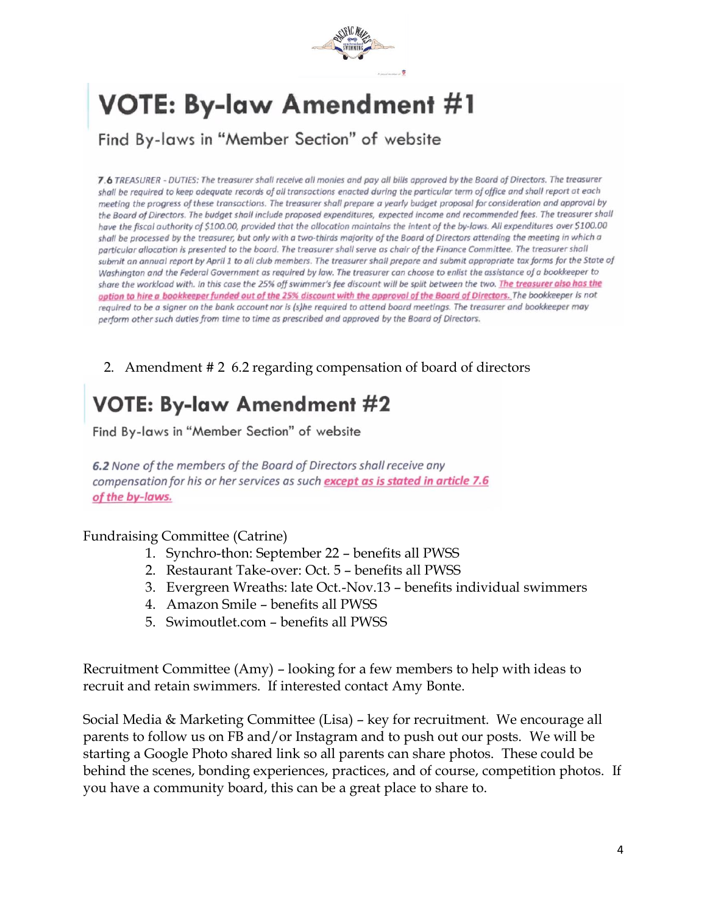# VOTE: By-law Amendment #1

Find By-laws in "Member Section" of website

*7.6 TREASURER - DUTIES: The treasurer shall receive all monies and pay all bills approved by the Board of Directors. The treasurer shall be required to keep adequate records of all transactions enacted during the particular term of office and shall report at each meeting the progress of these transactions. The treasurer shall prepare a yearly budget proposal for consideration and approval by the Board of Directors. The budget shall include proposed expenditures, expected income and recommended fees. The treasurer shall have the fiscal authority of $100.00, provided that the allocation maintains the intent of the by-laws. All expenditures over $100.00 shall be processed by the treasurer, but only with a two-thirds majority of the Board of Directors attending the meeting in which a particular allocation is presented to the board. The treasurer shall serve as chair of the Finance Committee. The treasurer shall submit an annual report by April 1 to all club members. The treasurer shall prepare and submit appropriate tax forms for the State of Washington and the Federal Government as required by law. The treasurer can choose to enlist the assistance of a bookkeeper to share the workload with. In this case the 25% off swimmer's fee discount will be split between the two. The treasurer also has the option to hire a bookkeeper funded out of the 25% discount with the approval of the Board of Directors. The bookkeeper is not required to be a signer on the bank account nor is (s)he required to attend board meetings. The treasurer and bookkeeper may perform other such duties from time to time as prescribed and approved by the Board of Directors.*

2. Amendment # 2 6.2 regarding compensation of board of directors

# VOTE: By-law Amendment #2

Find By-laws in "Member Section" of website

***6.2** None of the members of the Board of Directors shall receive any compensation for his or her services as such except as is stated in article 7.6 of the by-laws.*

Fundraising Committee (Catrine)

1. Synchro-thon: September 22 – benefits all PWSS
2. Restaurant Take-over: Oct. 5 – benefits all PWSS
3. Evergreen Wreaths: late Oct.-Nov.13 – benefits individual swimmers
4. Amazon Smile – benefits all PWSS
5. Swimoutlet.com – benefits all PWSS

Recruitment Committee (Amy) – looking for a few members to help with ideas to recruit and retain swimmers. If interested contact Amy Bonte.

Social Media & Marketing Committee (Lisa) – key for recruitment. We encourage all parents to follow us on FB and/or Instagram and to push out our posts. We will be starting a Google Photo shared link so all parents can share photos. These could be behind the scenes, bonding experiences, practices, and of course, competition photos. If you have a community board, this can be a great place to share to.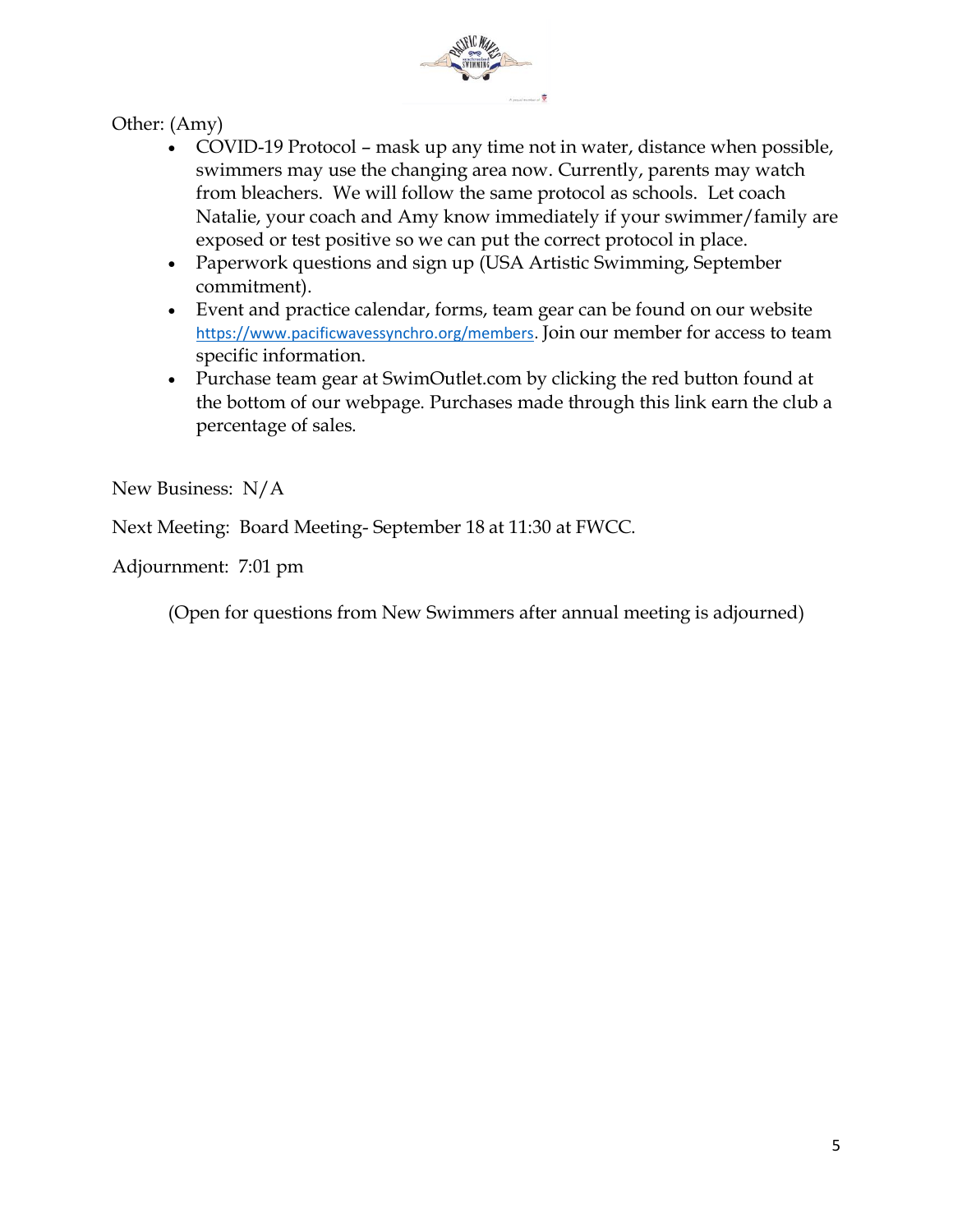Other: (Amy)

- COVID-19 Protocol – mask up any time not in water, distance when possible, swimmers may use the changing area now. Currently, parents may watch from bleachers. We will follow the same protocol as schools. Let coach Natalie, your coach and Amy know immediately if your swimmer/family are exposed or test positive so we can put the correct protocol in place.
- Paperwork questions and sign up (USA Artistic Swimming, September commitment).
- Event and practice calendar, forms, team gear can be found on our website https://www.pacificwavessynchro.org/members. Join our member for access to team specific information.
- Purchase team gear at SwimOutlet.com by clicking the red button found at the bottom of our webpage. Purchases made through this link earn the club a percentage of sales.

New Business: N/A

Next Meeting: Board Meeting- September 18 at 11:30 at FWCC.

Adjournment: 7:01 pm

(Open for questions from New Swimmers after annual meeting is adjourned)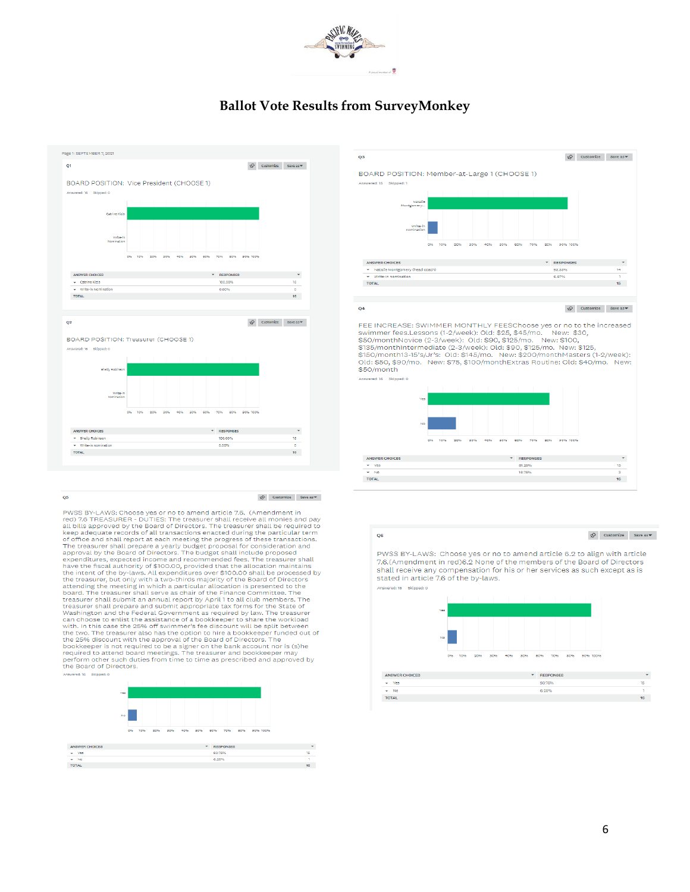# Ballot Vote Results from SurveyMonkey

Page 1: SEPTEMBER 7, 2021

**Q1**

BOARD POSITION: Vice President (CHOOSE 1)

Answered: 16 Skipped: 0

| ANSWER CHOICES | RESPONSES | |
|---|---|---|
| Catrine Kiss | 100.00% | 16 |
| Write-in nomination | 0.00% | 0 |
| TOTAL | | 16 |

**Q2**

BOARD POSITION: Treasurer (CHOOSE 1)

Answered: 16 Skipped: 0

| ANSWER CHOICES | RESPONSES | |
|---|---|---|
| Shelly Robinson | 100.00% | 16 |
| Write-in nomination | 0.00% | 0 |
| TOTAL | | 16 |

**Q3**

BOARD POSITION: Member-at-Large 1 (CHOOSE 1)

Answered: 15 Skipped: 1

| ANSWER CHOICES | RESPONSES | |
|---|---|---|
| Natalie Montgomery (head coach) | 93.33% | 14 |
| Write-in nomination | 6.67% | 1 |
| TOTAL | | 15 |

**Q4**

FEE INCREASE: SWIMMER MONTHLY FEESChoose yes or no to the increased swimmer fees.Lessons (1-2/week): Old: $25, $45/mo. New: $30, $50/monthNovice (2-3/week): Old: $90, $125/mo. New: $100, $135/monthIntermediate (2-3/week): Old: $90, $125/mo. New: $125, $150/month13-15's/Jr's: Old: $145/mo. New: $200/monthMasters (1-2/week): Old: $50, $90/mo. New: $75, $100/monthExtras Routine: Old: $40/mo. New: $50/month

Answered: 16 Skipped: 0

| ANSWER CHOICES | RESPONSES | |
|---|---|---|
| Yes | 81.25% | 13 |
| No | 18.75% | 3 |
| TOTAL | | 16 |

**Q5**

PWSS BY-LAWS: Choose yes or no to amend article 7.6. (Amendment in red) 7.6 TREASURER - DUTIES: The treasurer shall receive all monies and pay all bills approved by the Board of Directors. The treasurer shall be required to keep adequate records of all transactions enacted during the particular term of office and shall report at each meeting the progress of these transactions. The treasurer shall prepare a yearly budget proposal for consideration and approval by the Board of Directors. The budget shall include proposed expenditures, expected income and recommended fees. The treasurer shall have the fiscal authority of $100.00, provided that the allocation maintains the intent of the by-laws. All expenditures over $100.00 shall be processed by the treasurer, but only with a two-thirds majority of the Board of Directors attending the meeting in which a particular allocation is presented to the board. The treasurer shall serve as chair of the Finance Committee. The treasurer shall submit an annual report by April 1 to all club members. The treasurer shall prepare and submit appropriate tax forms for the State of Washington and the Federal Government as required by law. The treasurer can choose to enlist the assistance of a bookkeeper to share the workload with. In this case the 25% off swimmer's fee discount will be split between the two. The treasurer also has the option to hire a bookkeeper funded out of the 25% discount with the approval of the Board of Directors. The bookkeeper is not required to be a signer on the bank account nor is (s)he required to attend board meetings. The treasurer and bookkeeper may perform other such duties from time to time as prescribed and approved by the Board of Directors.

Answered: 16 Skipped: 0

| ANSWER CHOICES | RESPONSES | |
|---|---|---|
| Yes | 93.75% | 15 |
| No | 6.25% | 1 |
| TOTAL | | 16 |

**Q6**

PWSS BY-LAWS: Choose yes or no to amend article 6.2 to align with article 7.6.(Amendment in red)6.2 None of the members of the Board of Directors shall receive any compensation for his or her services as such except as is stated in article 7.6 of the by-laws.

Answered: 16 Skipped: 0

| ANSWER CHOICES | RESPONSES | |
|---|---|---|
| Yes | 93.75% | 15 |
| No | 6.25% | 1 |
| TOTAL | | 16 |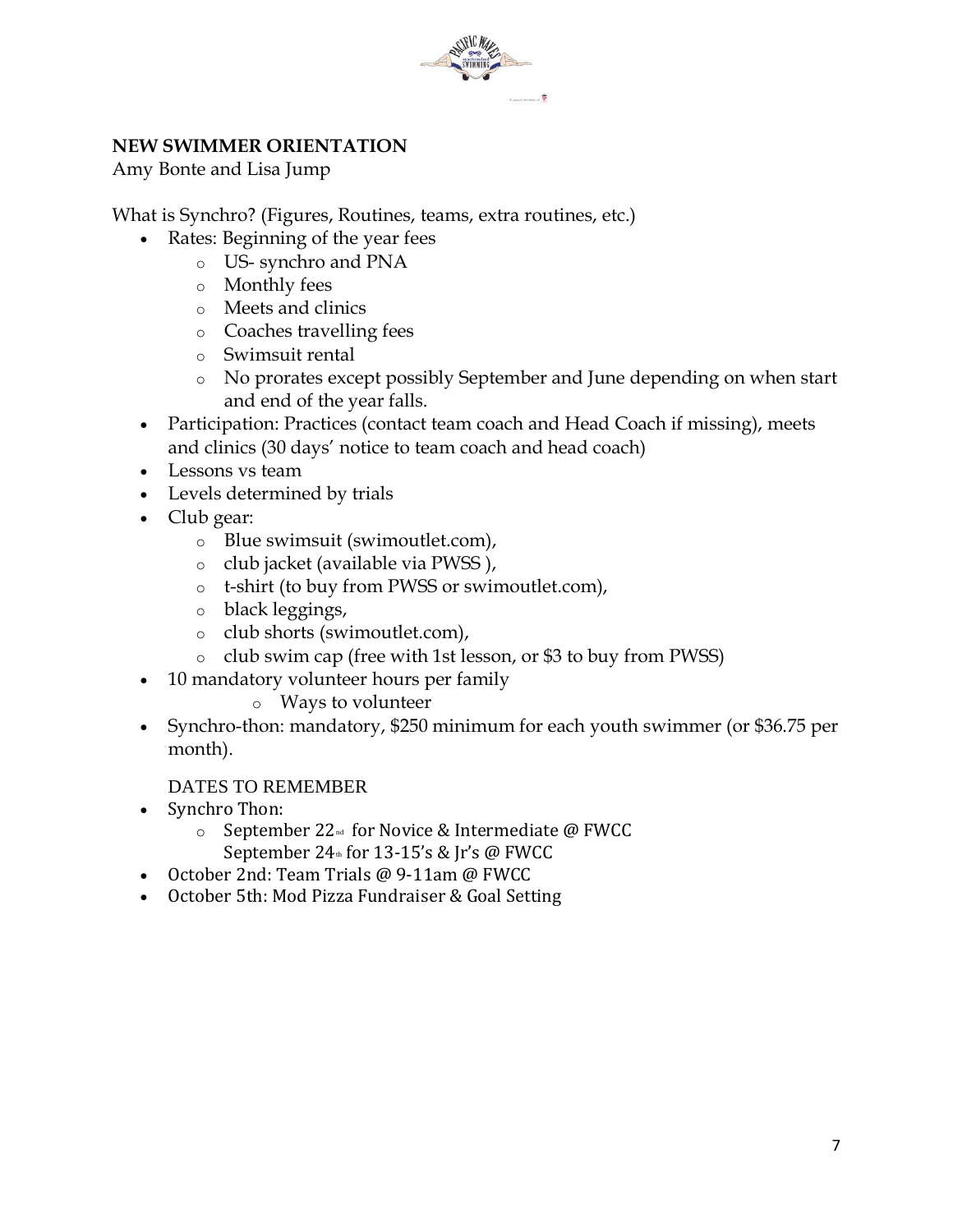**NEW SWIMMER ORIENTATION**

Amy Bonte and Lisa Jump

What is Synchro? (Figures, Routines, teams, extra routines, etc.)

- Rates: Beginning of the year fees
  - US- synchro and PNA
  - Monthly fees
  - Meets and clinics
  - Coaches travelling fees
  - Swimsuit rental
  - No prorates except possibly September and June depending on when start and end of the year falls.
- Participation: Practices (contact team coach and Head Coach if missing), meets and clinics (30 days' notice to team coach and head coach)
- Lessons vs team
- Levels determined by trials
- Club gear:
  - Blue swimsuit (swimoutlet.com),
  - club jacket (available via PWSS ),
  - t-shirt (to buy from PWSS or swimoutlet.com),
  - black leggings,
  - club shorts (swimoutlet.com),
  - club swim cap (free with 1st lesson, or $3 to buy from PWSS)
- 10 mandatory volunteer hours per family
  - Ways to volunteer
- Synchro-thon: mandatory, $250 minimum for each youth swimmer (or $36.75 per month).

DATES TO REMEMBER

- Synchro Thon:
  - September 22nd for Novice & Intermediate @ FWCC
    September 24th for 13-15's & Jr's @ FWCC
- October 2nd: Team Trials @ 9-11am @ FWCC
- October 5th: Mod Pizza Fundraiser & Goal Setting